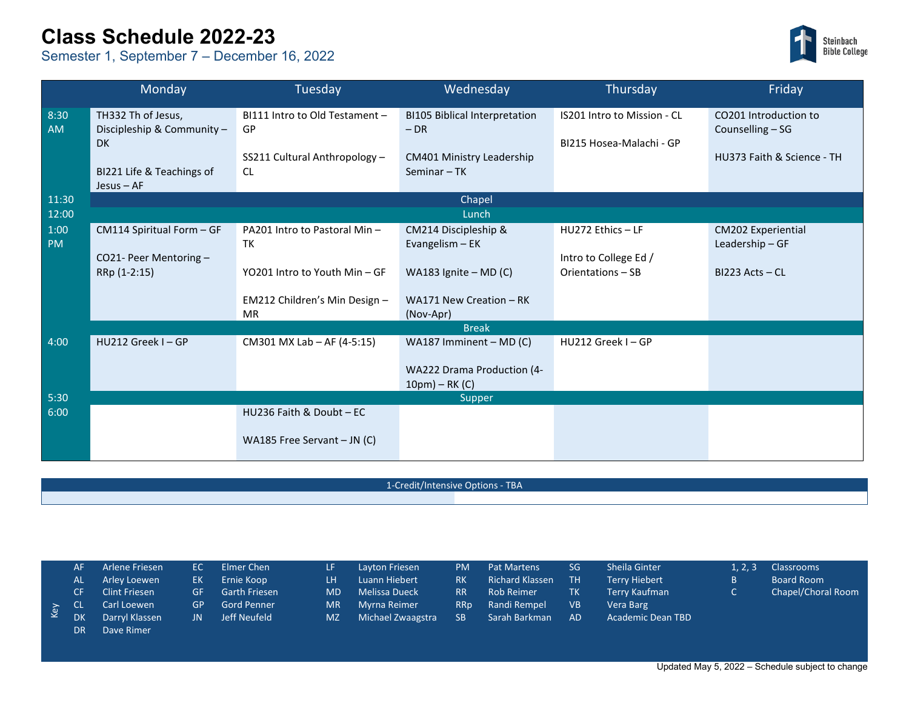# Class Schedule 2022-23

Semester 1, September 7 – December 16, 2022

Steinbach Bible College

| | Monday | Tuesday | Wednesday | Thursday | Friday |
|---|---|---|---|---|---|
| 8:30 AM | TH332 Th of Jesus, Discipleship & Community – DK<br><br>BI221 Life & Teachings of Jesus – AF | BI111 Intro to Old Testament – GP<br><br>SS211 Cultural Anthropology – CL | BI105 Biblical Interpretation – DR<br><br>CM401 Ministry Leadership Seminar – TK | IS201 Intro to Mission - CL<br><br>BI215 Hosea-Malachi - GP | CO201 Introduction to Counselling – SG<br><br>HU373 Faith & Science - TH |
| 11:30 | Chapel | | | | |
| 12:00 | Lunch | | | | |
| 1:00 PM | CM114 Spiritual Form – GF<br><br>CO21- Peer Mentoring – RRp (1-2:15) | PA201 Intro to Pastoral Min – TK<br><br>YO201 Intro to Youth Min – GF<br><br>EM212 Children's Min Design – MR | CM214 Discipleship & Evangelism – EK<br><br>WA183 Ignite – MD (C)<br><br>WA171 New Creation – RK (Nov-Apr) | HU272 Ethics – LF<br><br>Intro to College Ed / Orientations – SB | CM202 Experiential Leadership – GF<br><br>BI223 Acts – CL |
| | Break | | | | |
| 4:00 | HU212 Greek I – GP | CM301 MX Lab – AF (4-5:15) | WA187 Imminent – MD (C)<br><br>WA222 Drama Production (4-10pm) – RK (C) | HU212 Greek I – GP | |
| 5:30 | Supper | | | | |
| 6:00 | | HU236 Faith & Doubt – EC<br><br>WA185 Free Servant – JN (C) | | | |

| 1-Credit/Intensive Options - TBA |
|---|
| |

**Key**

| | | | | | | | | | | | | | |
|---|---|---|---|---|---|---|---|---|---|---|---|---|---|
| AF | Arlene Friesen | EC | Elmer Chen | LF | Layton Friesen | PM | Pat Martens | SG | Sheila Ginter | 1, 2, 3 | Classrooms |
| AL | Arley Loewen | EK | Ernie Koop | LH | Luann Hiebert | RK | Richard Klassen | TH | Terry Hiebert | B | Board Room |
| CF | Clint Friesen | GF | Garth Friesen | MD | Melissa Dueck | RR | Rob Reimer | TK | Terry Kaufman | C | Chapel/Choral Room |
| CL | Carl Loewen | GP | Gord Penner | MR | Myrna Reimer | RRp | Randi Rempel | VB | Vera Barg | | |
| DK | Darryl Klassen | JN | Jeff Neufeld | MZ | Michael Zwaagstra | SB | Sarah Barkman | AD | Academic Dean TBD | | |
| DR | Dave Rimer | | | | | | | | | | |

Updated May 5, 2022 – Schedule subject to change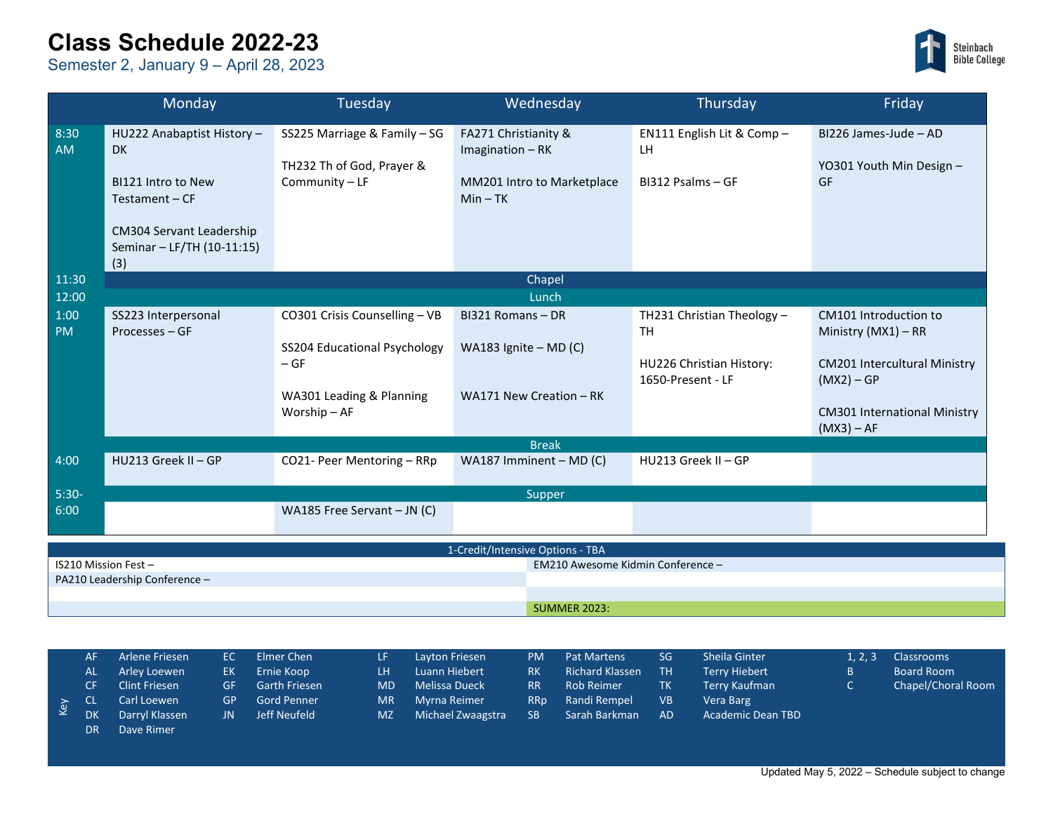# Class Schedule 2022-23

Semester 2, January 9 – April 28, 2023

Steinbach Bible College

| | Monday | Tuesday | Wednesday | Thursday | Friday |
|---|---|---|---|---|---|
| 8:30 AM | HU222 Anabaptist History – DK<br><br>BI121 Intro to New Testament – CF<br><br>CM304 Servant Leadership Seminar – LF/TH (10-11:15) (3) | SS225 Marriage & Family – SG<br><br>TH232 Th of God, Prayer & Community – LF | FA271 Christianity & Imagination – RK<br><br>MM201 Intro to Marketplace Min – TK | EN111 English Lit & Comp – LH<br><br>BI312 Psalms – GF | BI226 James-Jude – AD<br><br>YO301 Youth Min Design – GF |
| 11:30 | Chapel | | | | |
| 12:00 | Lunch | | | | |
| 1:00 PM | SS223 Interpersonal Processes – GF | CO301 Crisis Counselling – VB<br><br>SS204 Educational Psychology – GF<br><br>WA301 Leading & Planning Worship – AF | BI321 Romans – DR<br><br>WA183 Ignite – MD (C)<br><br>WA171 New Creation – RK | TH231 Christian Theology – TH<br><br>HU226 Christian History: 1650-Present - LF | CM101 Introduction to Ministry (MX1) – RR<br><br>CM201 Intercultural Ministry (MX2) – GP<br><br>CM301 International Ministry (MX3) – AF |
| | Break | | | | |
| 4:00 | HU213 Greek II – GP | CO21- Peer Mentoring – RRp | WA187 Imminent – MD (C) | HU213 Greek II – GP | |
| 5:30- | Supper | | | | |
| 6:00 | | WA185 Free Servant – JN (C) | | | |

| 1-Credit/Intensive Options - TBA | |
|---|---|
| IS210 Mission Fest – | EM210 Awesome Kidmin Conference – |
| PA210 Leadership Conference – | |
| | |
| | SUMMER 2023: |

**Key**

| | | | | | | | | | | | | | |
|---|---|---|---|---|---|---|---|---|---|---|---|---|---|
| AF | Arlene Friesen | EC | Elmer Chen | LF | Layton Friesen | PM | Pat Martens | SG | Sheila Ginter | 1, 2, 3 | Classrooms |
| AL | Arley Loewen | EK | Ernie Koop | LH | Luann Hiebert | RK | Richard Klassen | TH | Terry Hiebert | B | Board Room |
| CF | Clint Friesen | GF | Garth Friesen | MD | Melissa Dueck | RR | Rob Reimer | TK | Terry Kaufman | C | Chapel/Choral Room |
| CL | Carl Loewen | GP | Gord Penner | MR | Myrna Reimer | RRp | Randi Rempel | VB | Vera Barg | | |
| DK | Darryl Klassen | JN | Jeff Neufeld | MZ | Michael Zwaagstra | SB | Sarah Barkman | AD | Academic Dean TBD | | |
| DR | Dave Rimer | | | | | | | | | | |

Updated May 5, 2022 – Schedule subject to change